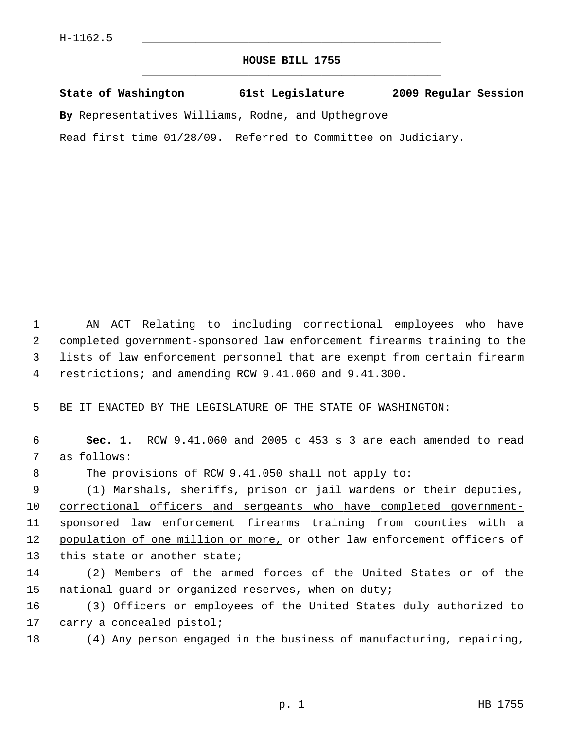H-1162.5

## HOUSE BILL 1755

**State of Washington 61st Legislature 2009 Regular Session**

**By** Representatives Williams, Rodne, and Upthegrove

Read first time 01/28/09. Referred to Committee on Judiciary.

AN ACT Relating to including correctional employees who have completed government-sponsored law enforcement firearms training to the lists of law enforcement personnel that are exempt from certain firearm restrictions; and amending RCW 9.41.060 and 9.41.300.

BE IT ENACTED BY THE LEGISLATURE OF THE STATE OF WASHINGTON:

**Sec. 1.** RCW 9.41.060 and 2005 c 453 s 3 are each amended to read as follows:

The provisions of RCW 9.41.050 shall not apply to:

(1) Marshals, sheriffs, prison or jail wardens or their deputies, <u>correctional officers and sergeants who have completed government-sponsored law enforcement firearms training from counties with a population of one million or more,</u> or other law enforcement officers of this state or another state;

(2) Members of the armed forces of the United States or of the national guard or organized reserves, when on duty;

(3) Officers or employees of the United States duly authorized to carry a concealed pistol;

(4) Any person engaged in the business of manufacturing, repairing,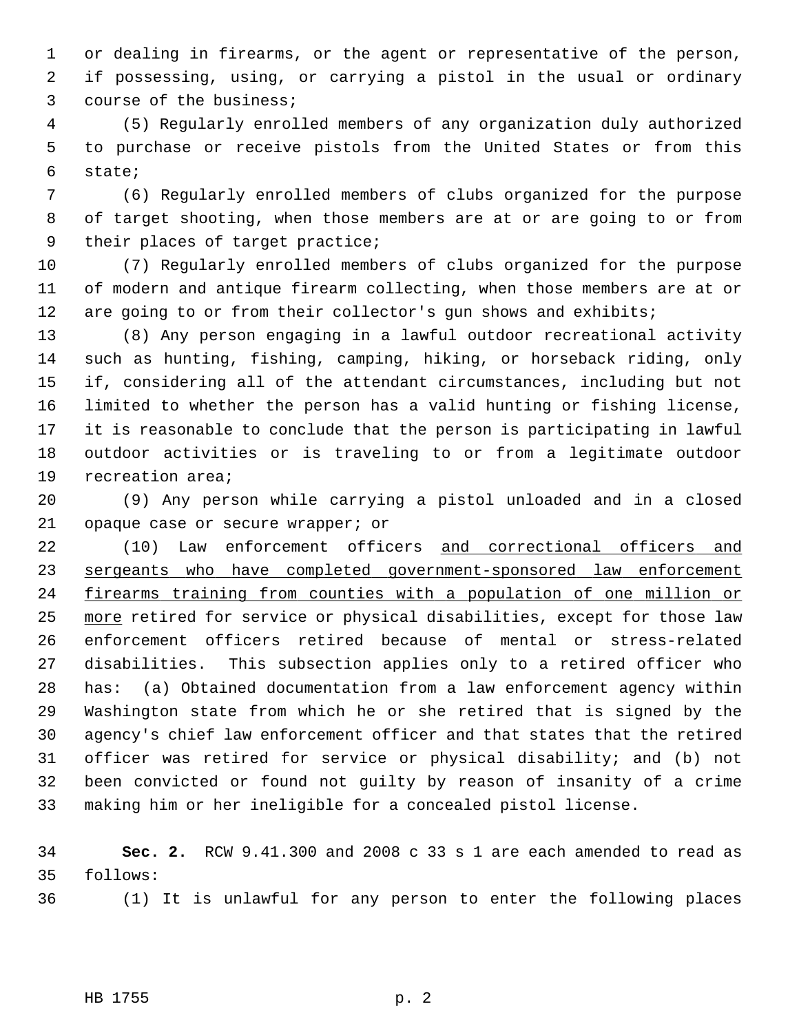or dealing in firearms, or the agent or representative of the person, if possessing, using, or carrying a pistol in the usual or ordinary course of the business;

(5) Regularly enrolled members of any organization duly authorized to purchase or receive pistols from the United States or from this state;

(6) Regularly enrolled members of clubs organized for the purpose of target shooting, when those members are at or are going to or from their places of target practice;

(7) Regularly enrolled members of clubs organized for the purpose of modern and antique firearm collecting, when those members are at or are going to or from their collector's gun shows and exhibits;

(8) Any person engaging in a lawful outdoor recreational activity such as hunting, fishing, camping, hiking, or horseback riding, only if, considering all of the attendant circumstances, including but not limited to whether the person has a valid hunting or fishing license, it is reasonable to conclude that the person is participating in lawful outdoor activities or is traveling to or from a legitimate outdoor recreation area;

(9) Any person while carrying a pistol unloaded and in a closed opaque case or secure wrapper; or

(10) Law enforcement officers <u>and correctional officers and sergeants who have completed government-sponsored law enforcement firearms training from counties with a population of one million or more</u> retired for service or physical disabilities, except for those law enforcement officers retired because of mental or stress-related disabilities. This subsection applies only to a retired officer who has: (a) Obtained documentation from a law enforcement agency within Washington state from which he or she retired that is signed by the agency's chief law enforcement officer and that states that the retired officer was retired for service or physical disability; and (b) not been convicted or found not guilty by reason of insanity of a crime making him or her ineligible for a concealed pistol license.

**Sec. 2.** RCW 9.41.300 and 2008 c 33 s 1 are each amended to read as follows:

(1) It is unlawful for any person to enter the following places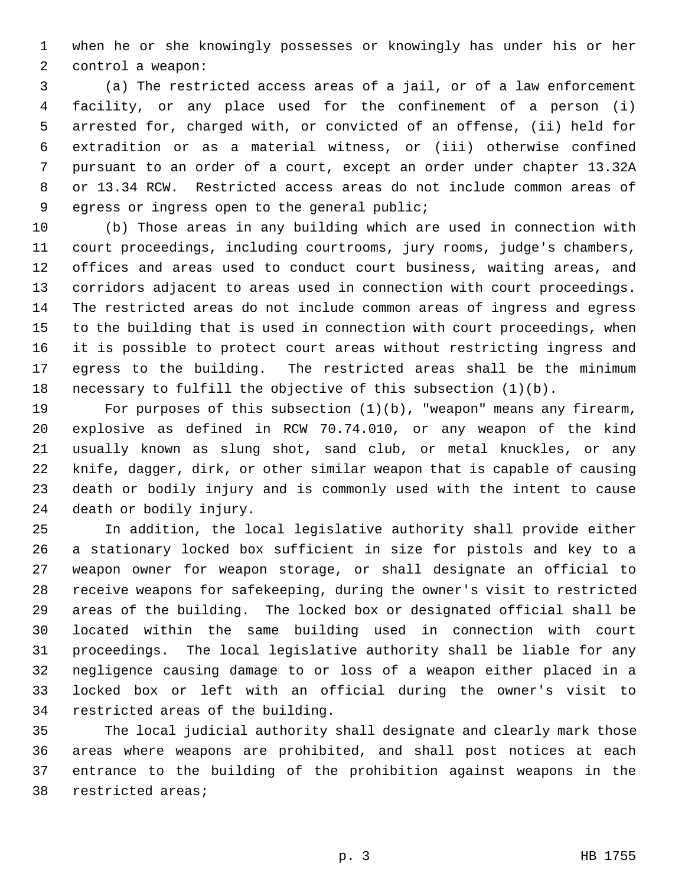when he or she knowingly possesses or knowingly has under his or her control a weapon:

(a) The restricted access areas of a jail, or of a law enforcement facility, or any place used for the confinement of a person (i) arrested for, charged with, or convicted of an offense, (ii) held for extradition or as a material witness, or (iii) otherwise confined pursuant to an order of a court, except an order under chapter 13.32A or 13.34 RCW. Restricted access areas do not include common areas of egress or ingress open to the general public;

(b) Those areas in any building which are used in connection with court proceedings, including courtrooms, jury rooms, judge's chambers, offices and areas used to conduct court business, waiting areas, and corridors adjacent to areas used in connection with court proceedings. The restricted areas do not include common areas of ingress and egress to the building that is used in connection with court proceedings, when it is possible to protect court areas without restricting ingress and egress to the building. The restricted areas shall be the minimum necessary to fulfill the objective of this subsection (1)(b).

For purposes of this subsection (1)(b), "weapon" means any firearm, explosive as defined in RCW 70.74.010, or any weapon of the kind usually known as slung shot, sand club, or metal knuckles, or any knife, dagger, dirk, or other similar weapon that is capable of causing death or bodily injury and is commonly used with the intent to cause death or bodily injury.

In addition, the local legislative authority shall provide either a stationary locked box sufficient in size for pistols and key to a weapon owner for weapon storage, or shall designate an official to receive weapons for safekeeping, during the owner's visit to restricted areas of the building. The locked box or designated official shall be located within the same building used in connection with court proceedings. The local legislative authority shall be liable for any negligence causing damage to or loss of a weapon either placed in a locked box or left with an official during the owner's visit to restricted areas of the building.

The local judicial authority shall designate and clearly mark those areas where weapons are prohibited, and shall post notices at each entrance to the building of the prohibition against weapons in the restricted areas;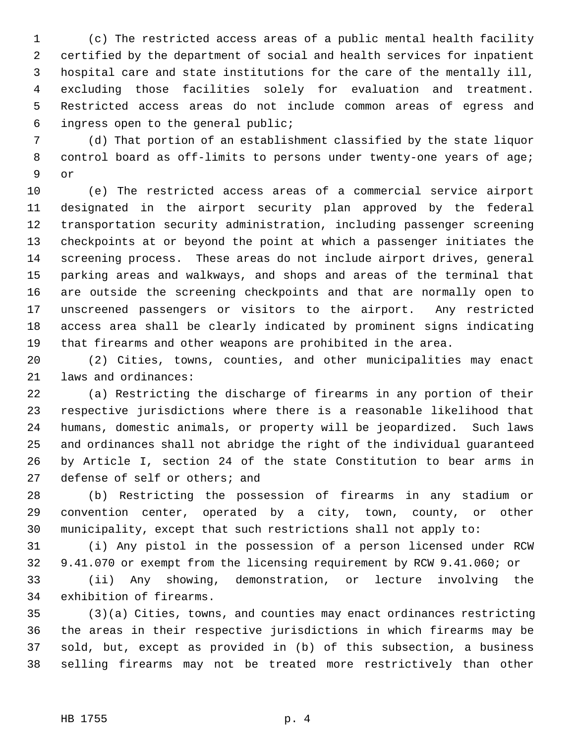(c) The restricted access areas of a public mental health facility certified by the department of social and health services for inpatient hospital care and state institutions for the care of the mentally ill, excluding those facilities solely for evaluation and treatment. Restricted access areas do not include common areas of egress and ingress open to the general public;

(d) That portion of an establishment classified by the state liquor control board as off-limits to persons under twenty-one years of age; or

(e) The restricted access areas of a commercial service airport designated in the airport security plan approved by the federal transportation security administration, including passenger screening checkpoints at or beyond the point at which a passenger initiates the screening process. These areas do not include airport drives, general parking areas and walkways, and shops and areas of the terminal that are outside the screening checkpoints and that are normally open to unscreened passengers or visitors to the airport. Any restricted access area shall be clearly indicated by prominent signs indicating that firearms and other weapons are prohibited in the area.

(2) Cities, towns, counties, and other municipalities may enact laws and ordinances:

(a) Restricting the discharge of firearms in any portion of their respective jurisdictions where there is a reasonable likelihood that humans, domestic animals, or property will be jeopardized. Such laws and ordinances shall not abridge the right of the individual guaranteed by Article I, section 24 of the state Constitution to bear arms in defense of self or others; and

(b) Restricting the possession of firearms in any stadium or convention center, operated by a city, town, county, or other municipality, except that such restrictions shall not apply to:

(i) Any pistol in the possession of a person licensed under RCW 9.41.070 or exempt from the licensing requirement by RCW 9.41.060; or

(ii) Any showing, demonstration, or lecture involving the exhibition of firearms.

(3)(a) Cities, towns, and counties may enact ordinances restricting the areas in their respective jurisdictions in which firearms may be sold, but, except as provided in (b) of this subsection, a business selling firearms may not be treated more restrictively than other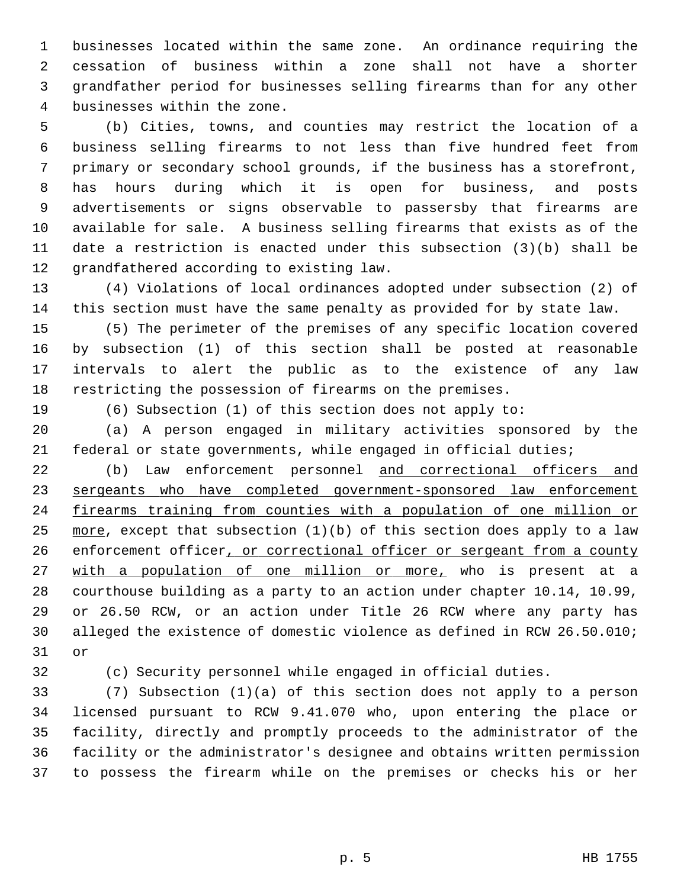businesses located within the same zone. An ordinance requiring the cessation of business within a zone shall not have a shorter grandfather period for businesses selling firearms than for any other businesses within the zone.

(b) Cities, towns, and counties may restrict the location of a business selling firearms to not less than five hundred feet from primary or secondary school grounds, if the business has a storefront, has hours during which it is open for business, and posts advertisements or signs observable to passersby that firearms are available for sale. A business selling firearms that exists as of the date a restriction is enacted under this subsection (3)(b) shall be grandfathered according to existing law.

(4) Violations of local ordinances adopted under subsection (2) of this section must have the same penalty as provided for by state law.

(5) The perimeter of the premises of any specific location covered by subsection (1) of this section shall be posted at reasonable intervals to alert the public as to the existence of any law restricting the possession of firearms on the premises.

(6) Subsection (1) of this section does not apply to:

(a) A person engaged in military activities sponsored by the federal or state governments, while engaged in official duties;

(b) Law enforcement personnel <u>and correctional officers and sergeants who have completed government-sponsored law enforcement firearms training from counties with a population of one million or more</u>, except that subsection (1)(b) of this section does apply to a law enforcement officer<u>, or correctional officer or sergeant from a county with a population of one million or more,</u> who is present at a courthouse building as a party to an action under chapter 10.14, 10.99, or 26.50 RCW, or an action under Title 26 RCW where any party has alleged the existence of domestic violence as defined in RCW 26.50.010; or

(c) Security personnel while engaged in official duties.

(7) Subsection (1)(a) of this section does not apply to a person licensed pursuant to RCW 9.41.070 who, upon entering the place or facility, directly and promptly proceeds to the administrator of the facility or the administrator's designee and obtains written permission to possess the firearm while on the premises or checks his or her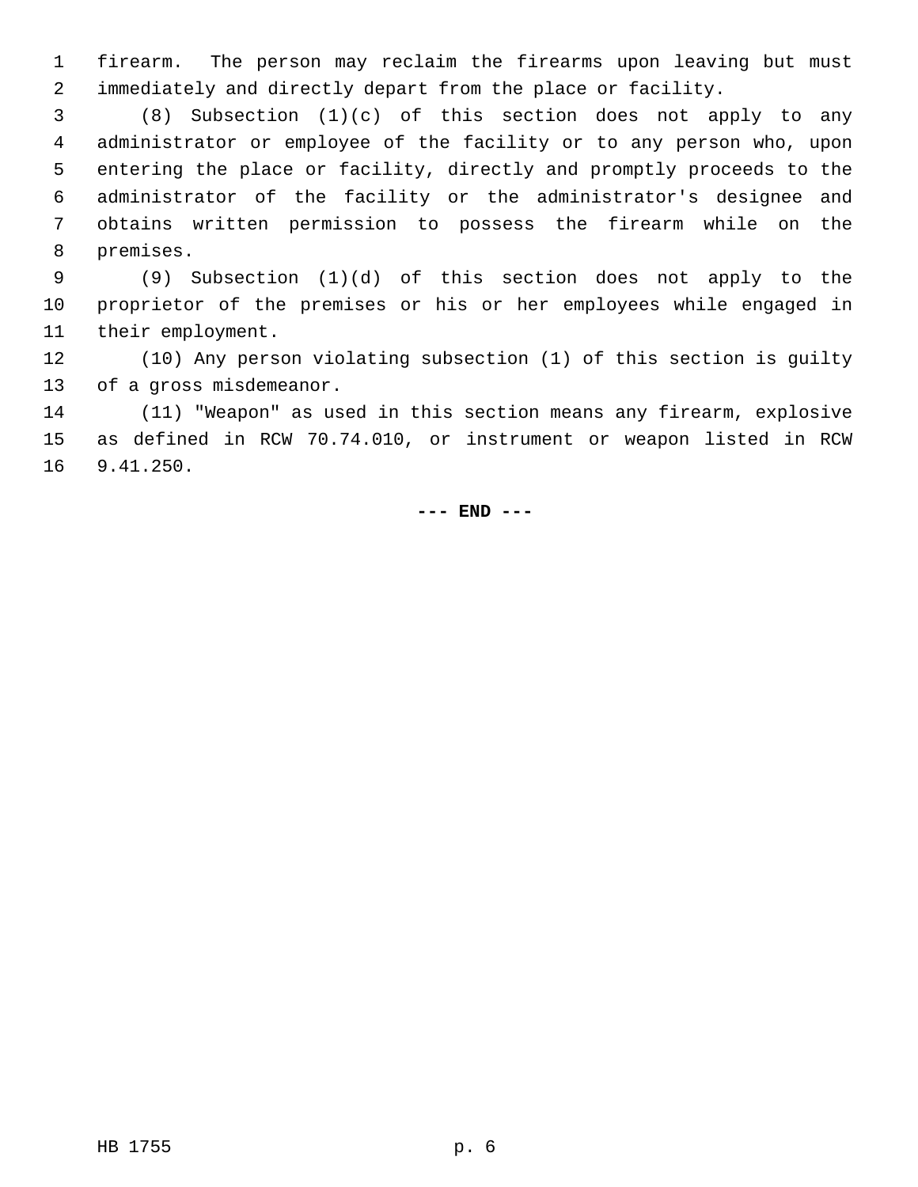firearm. The person may reclaim the firearms upon leaving but must immediately and directly depart from the place or facility.

(8) Subsection (1)(c) of this section does not apply to any administrator or employee of the facility or to any person who, upon entering the place or facility, directly and promptly proceeds to the administrator of the facility or the administrator's designee and obtains written permission to possess the firearm while on the premises.

(9) Subsection (1)(d) of this section does not apply to the proprietor of the premises or his or her employees while engaged in their employment.

(10) Any person violating subsection (1) of this section is guilty of a gross misdemeanor.

(11) "Weapon" as used in this section means any firearm, explosive as defined in RCW 70.74.010, or instrument or weapon listed in RCW 9.41.250.

**--- END ---**